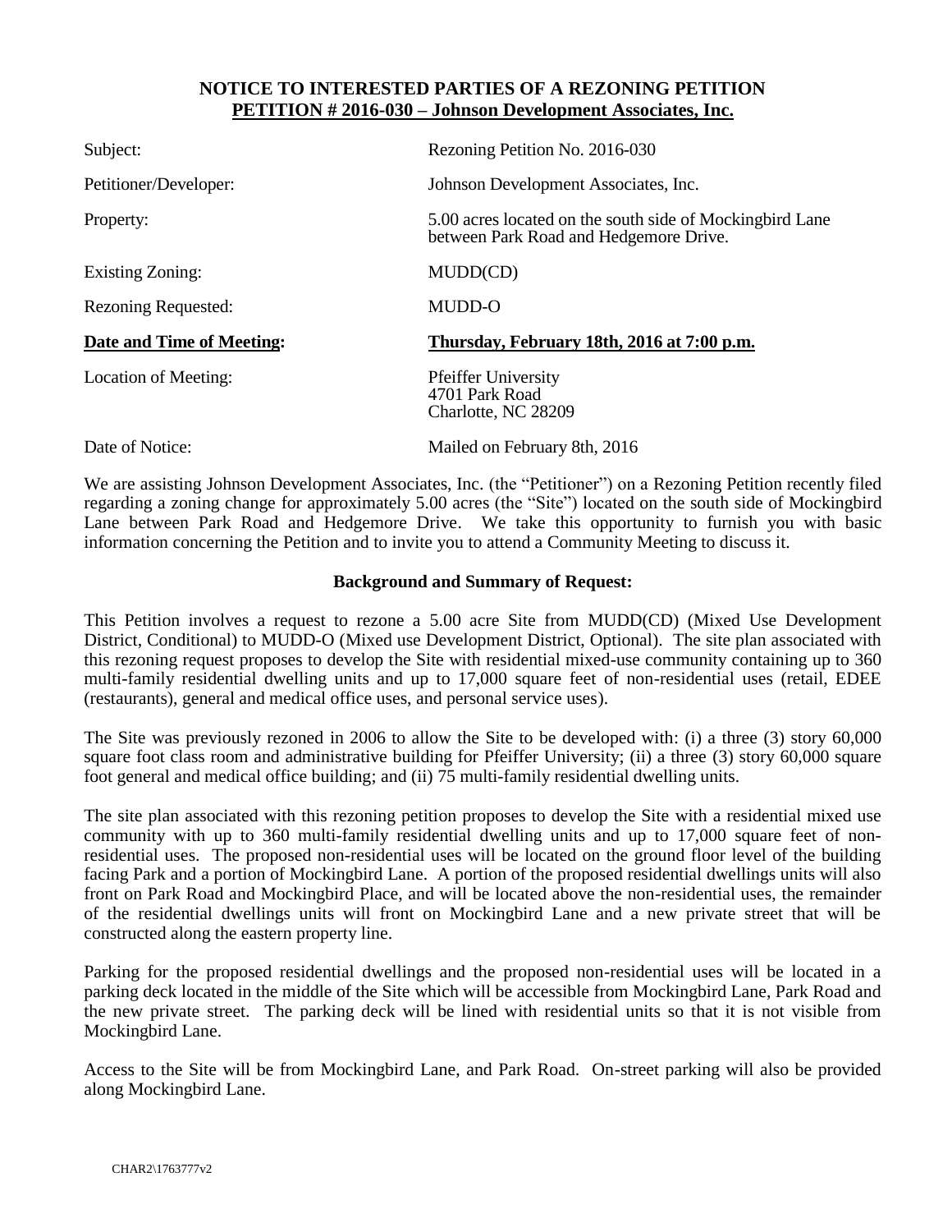# NOTICE TO INTERESTED PARTIES OF A REZONING PETITION
## PETITION # 2016-030 – Johnson Development Associates, Inc.

| | |
|---|---|
| Subject: | Rezoning Petition No. 2016-030 |
| Petitioner/Developer: | Johnson Development Associates, Inc. |
| Property: | 5.00 acres located on the south side of Mockingbird Lane between Park Road and Hedgemore Drive. |
| Existing Zoning: | MUDD(CD) |
| Rezoning Requested: | MUDD-O |
| **Date and Time of Meeting:** | **Thursday, February 18th, 2016 at 7:00 p.m.** |
| Location of Meeting: | Pfeiffer University<br>4701 Park Road<br>Charlotte, NC 28209 |
| Date of Notice: | Mailed on February 8th, 2016 |

We are assisting Johnson Development Associates, Inc. (the "Petitioner") on a Rezoning Petition recently filed regarding a zoning change for approximately 5.00 acres (the "Site") located on the south side of Mockingbird Lane between Park Road and Hedgemore Drive. We take this opportunity to furnish you with basic information concerning the Petition and to invite you to attend a Community Meeting to discuss it.

### Background and Summary of Request:

This Petition involves a request to rezone a 5.00 acre Site from MUDD(CD) (Mixed Use Development District, Conditional) to MUDD-O (Mixed use Development District, Optional). The site plan associated with this rezoning request proposes to develop the Site with residential mixed-use community containing up to 360 multi-family residential dwelling units and up to 17,000 square feet of non-residential uses (retail, EDEE (restaurants), general and medical office uses, and personal service uses).

The Site was previously rezoned in 2006 to allow the Site to be developed with: (i) a three (3) story 60,000 square foot class room and administrative building for Pfeiffer University; (ii) a three (3) story 60,000 square foot general and medical office building; and (ii) 75 multi-family residential dwelling units.

The site plan associated with this rezoning petition proposes to develop the Site with a residential mixed use community with up to 360 multi-family residential dwelling units and up to 17,000 square feet of non-residential uses. The proposed non-residential uses will be located on the ground floor level of the building facing Park and a portion of Mockingbird Lane. A portion of the proposed residential dwellings units will also front on Park Road and Mockingbird Place, and will be located above the non-residential uses, the remainder of the residential dwellings units will front on Mockingbird Lane and a new private street that will be constructed along the eastern property line.

Parking for the proposed residential dwellings and the proposed non-residential uses will be located in a parking deck located in the middle of the Site which will be accessible from Mockingbird Lane, Park Road and the new private street. The parking deck will be lined with residential units so that it is not visible from Mockingbird Lane.

Access to the Site will be from Mockingbird Lane, and Park Road. On-street parking will also be provided along Mockingbird Lane.

CHAR2\1763777v2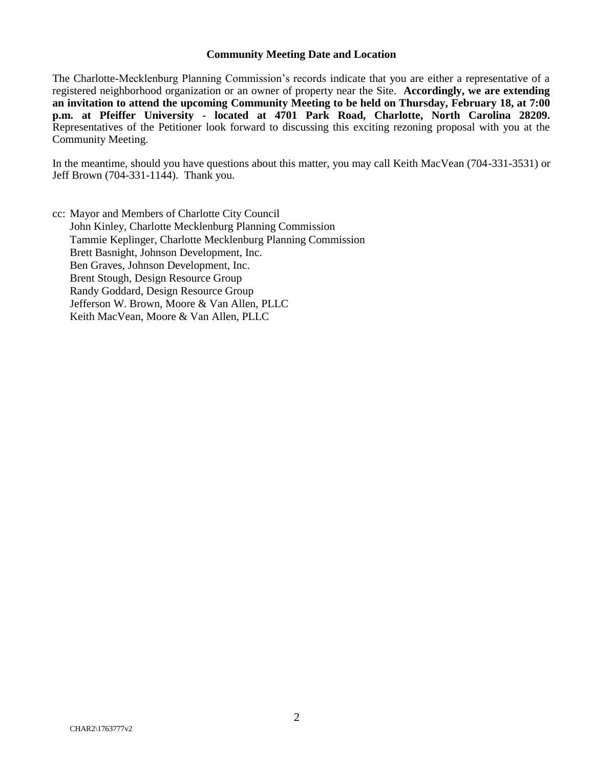**Community Meeting Date and Location**

The Charlotte-Mecklenburg Planning Commission's records indicate that you are either a representative of a registered neighborhood organization or an owner of property near the Site. **Accordingly, we are extending an invitation to attend the upcoming Community Meeting to be held on Thursday, February 18, at 7:00 p.m. at Pfeiffer University - located at 4701 Park Road, Charlotte, North Carolina 28209.** Representatives of the Petitioner look forward to discussing this exciting rezoning proposal with you at the Community Meeting.

In the meantime, should you have questions about this matter, you may call Keith MacVean (704-331-3531) or Jeff Brown (704-331-1144). Thank you.

cc: Mayor and Members of Charlotte City Council
John Kinley, Charlotte Mecklenburg Planning Commission
Tammie Keplinger, Charlotte Mecklenburg Planning Commission
Brett Basnight, Johnson Development, Inc.
Ben Graves, Johnson Development, Inc.
Brent Stough, Design Resource Group
Randy Goddard, Design Resource Group
Jefferson W. Brown, Moore & Van Allen, PLLC
Keith MacVean, Moore & Van Allen, PLLC

CHAR2\1763777v2